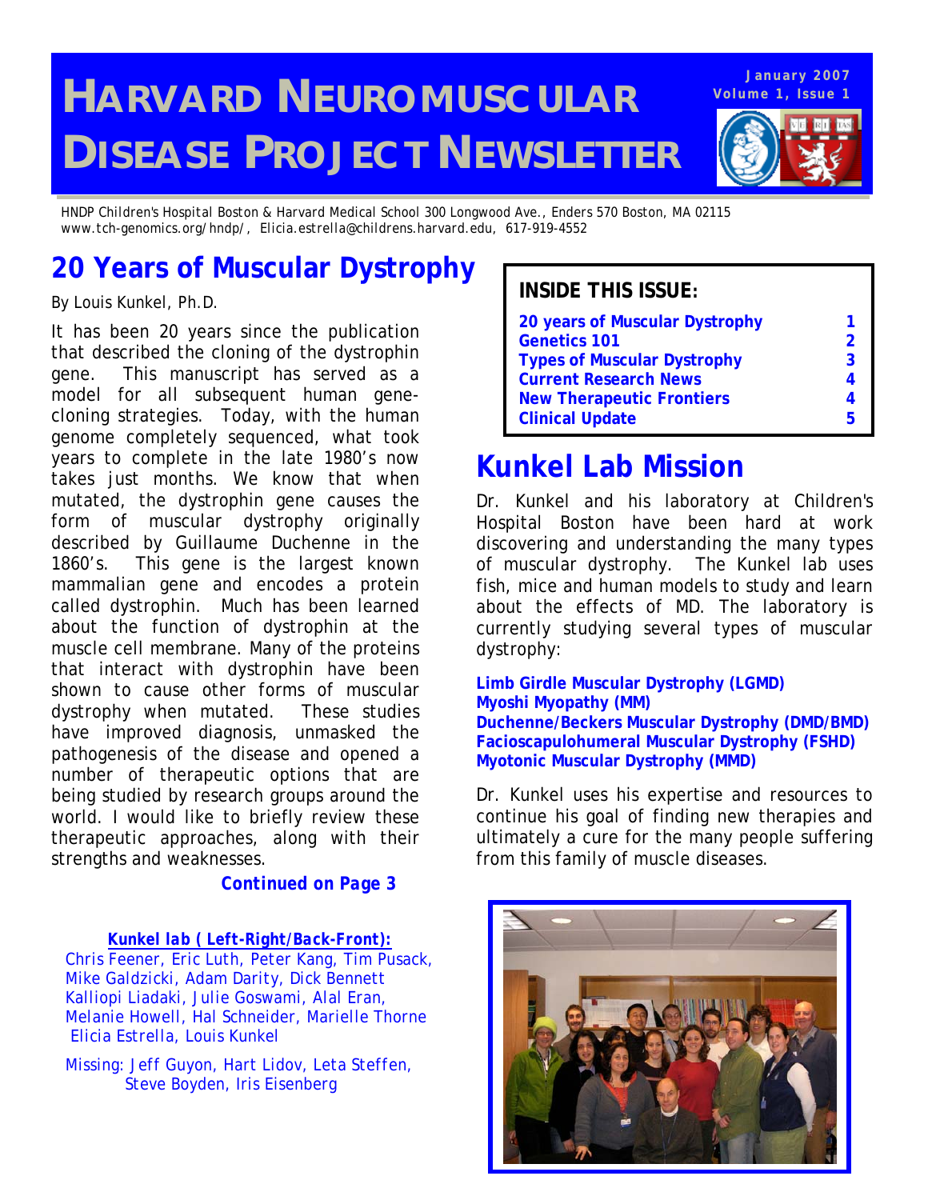# HARVARD NEUROMUSCULAR DISEASE PROJECT NEWSLETTER

January 2007
Volume 1, Issue 1

HNDP Children's Hospital Boston & Harvard Medical School 300 Longwood Ave., Enders 570 Boston, MA 02115
www.tch-genomics.org/hndp/, Elicia.estrella@childrens.harvard.edu, 617-919-4552

## 20 Years of Muscular Dystrophy

By Louis Kunkel, Ph.D.

It has been 20 years since the publication that described the cloning of the dystrophin gene. This manuscript has served as a model for all subsequent human gene-cloning strategies. Today, with the human genome completely sequenced, what took years to complete in the late 1980's now takes just months. We know that when mutated, the dystrophin gene causes the form of muscular dystrophy originally described by Guillaume Duchenne in the 1860's. This gene is the largest known mammalian gene and encodes a protein called dystrophin. Much has been learned about the function of dystrophin at the muscle cell membrane. Many of the proteins that interact with dystrophin have been shown to cause other forms of muscular dystrophy when mutated. These studies have improved diagnosis, unmasked the pathogenesis of the disease and opened a number of therapeutic options that are being studied by research groups around the world. I would like to briefly review these therapeutic approaches, along with their strengths and weaknesses.

***Continued on Page 3***

***Kunkel lab ( Left-Right/Back-Front):***

Chris Feener, Eric Luth, Peter Kang, Tim Pusack, Mike Galdzicki, Adam Darity, Dick Bennett Kalliopi Liadaki, Julie Goswami, Alal Eran, Melanie Howell, Hal Schneider, Marielle Thorne Elicia Estrella, Louis Kunkel

Missing: Jeff Guyon, Hart Lidov, Leta Steffen, Steve Boyden, Iris Eisenberg

**INSIDE THIS ISSUE:**

| | |
|---|---|
| **20 years of Muscular Dystrophy** | **1** |
| **Genetics 101** | **2** |
| **Types of Muscular Dystrophy** | **3** |
| **Current Research News** | **4** |
| **New Therapeutic Frontiers** | **4** |
| **Clinical Update** | **5** |

## Kunkel Lab Mission

Dr. Kunkel and his laboratory at Children's Hospital Boston have been hard at work discovering and understanding the many types of muscular dystrophy. The Kunkel lab uses fish, mice and human models to study and learn about the effects of MD. The laboratory is currently studying several types of muscular dystrophy:

**Limb Girdle Muscular Dystrophy (LGMD)**
**Myoshi Myopathy (MM)**
**Duchenne/Beckers Muscular Dystrophy (DMD/BMD)**
**Facioscapulohumeral Muscular Dystrophy (FSHD)**
**Myotonic Muscular Dystrophy (MMD)**

Dr. Kunkel uses his expertise and resources to continue his goal of finding new therapies and ultimately a cure for the many people suffering from this family of muscle diseases.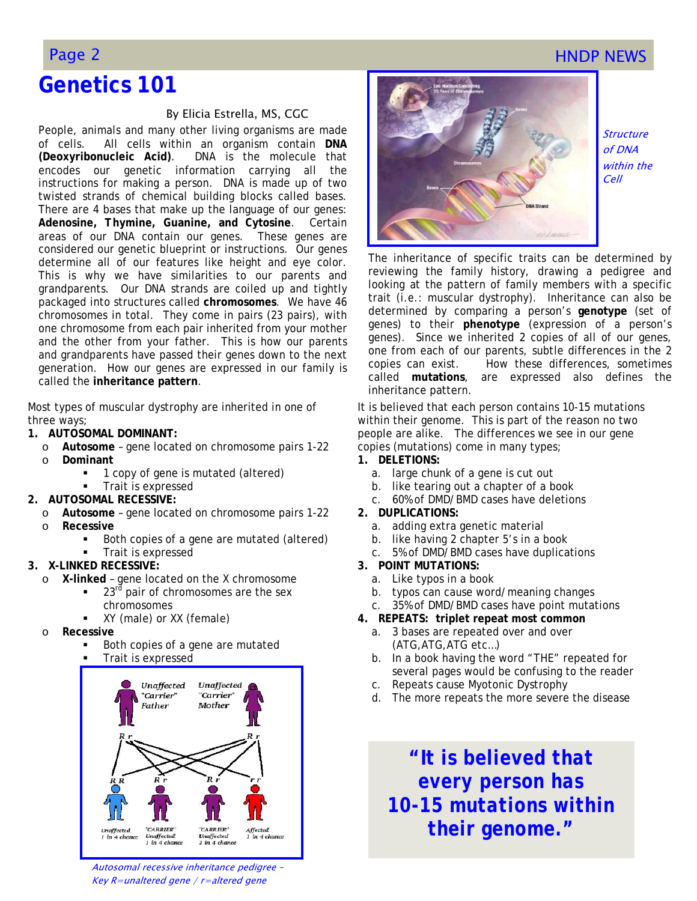# Genetics 101

By Elicia Estrella, MS, CGC

People, animals and many other living organisms are made of cells. All cells within an organism contain **DNA (Deoxyribonucleic Acid)**. DNA is the molecule that encodes our genetic information carrying all the instructions for making a person. DNA is made up of two twisted strands of chemical building blocks called bases. There are 4 bases that make up the language of our genes: **Adenosine, Thymine, Guanine, and Cytosine**. Certain areas of our DNA contain our genes. These genes are considered our genetic blueprint or instructions. Our genes determine all of our features like height and eye color. This is why we have similarities to our parents and grandparents. Our DNA strands are coiled up and tightly packaged into structures called **chromosomes**. We have 46 chromosomes in total. They come in pairs (23 pairs), with one chromosome from each pair inherited from your mother and the other from your father. This is how our parents and grandparents have passed their genes down to the next generation. How our genes are expressed in our family is called the **inheritance pattern**.

Most types of muscular dystrophy are inherited in one of three ways;

1. **AUTOSOMAL DOMINANT:**
   - **Autosome** – gene located on chromosome pairs 1-22
   - **Dominant**
     - 1 copy of gene is mutated (altered)
     - Trait is expressed
2. **AUTOSOMAL RECESSIVE:**
   - **Autosome** – gene located on chromosome pairs 1-22
   - **Recessive**
     - Both copies of a gene are mutated (altered)
     - Trait is expressed
3. **X-LINKED RECESSIVE:**
   - **X-linked** – gene located on the X chromosome
     - 23rd pair of chromosomes are the sex chromosomes
     - XY (male) or XX (female)
   - **Recessive**
     - Both copies of a gene are mutated
     - Trait is expressed

*Autosomal recessive inheritance pedigree – Key R=unaltered gene / r=altered gene*

*Structure of DNA within the Cell*

The inheritance of specific traits can be determined by reviewing the family history, drawing a pedigree and looking at the pattern of family members with a specific trait (i.e.: muscular dystrophy). Inheritance can also be determined by comparing a person's **genotype** (set of genes) to their **phenotype** (expression of a person's genes). Since we inherited 2 copies of all of our genes, one from each of our parents, subtle differences in the 2 copies can exist. How these differences, sometimes called **mutations**, are expressed also defines the inheritance pattern.

It is believed that each person contains 10-15 mutations within their genome. This is part of the reason no two people are alike. The differences we see in our gene copies (mutations) come in many types;

1. **DELETIONS:**
   a. large chunk of a gene is cut out
   b. like tearing out a chapter of a book
   c. 60% of DMD/BMD cases have deletions
2. **DUPLICATIONS:**
   a. adding extra genetic material
   b. like having 2 chapter 5's in a book
   c. 5% of DMD/BMD cases have duplications
3. **POINT MUTATIONS:**
   a. Like typos in a book
   b. typos can cause word/meaning changes
   c. 35% of DMD/BMD cases have point mutations
4. **REPEATS: triplet repeat most common**
   a. 3 bases are repeated over and over (ATG,ATG,ATG etc...)
   b. In a book having the word "THE" repeated for several pages would be confusing to the reader
   c. Repeats cause Myotonic Dystrophy
   d. The more repeats the more severe the disease

> **"It is believed that every person has 10-15 mutations within their genome."**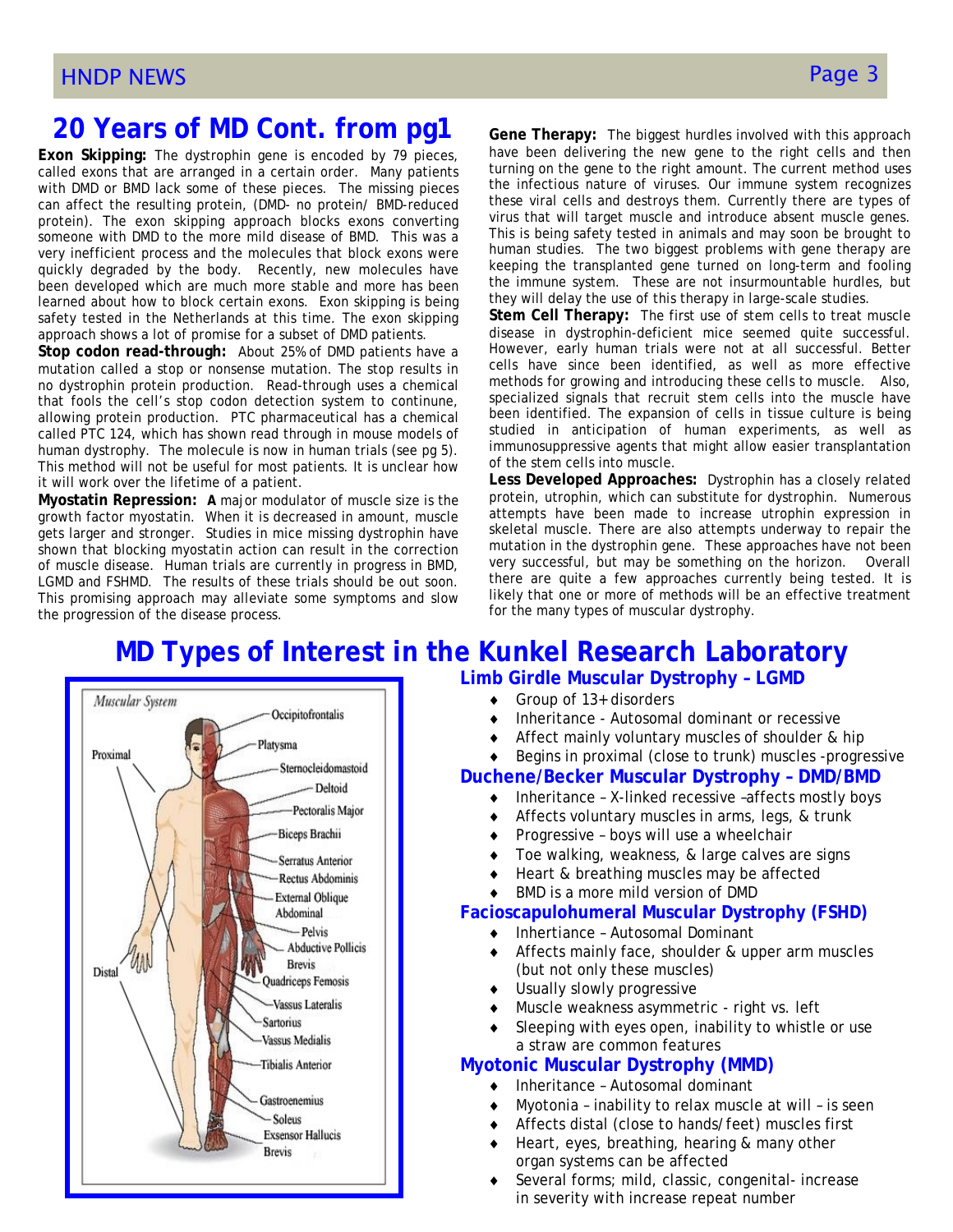## 20 Years of MD Cont. from pg1

**Exon Skipping:** The dystrophin gene is encoded by 79 pieces, called exons that are arranged in a certain order. Many patients with DMD or BMD lack some of these pieces. The missing pieces can affect the resulting protein, (DMD- no protein/ BMD-reduced protein). The exon skipping approach blocks exons converting someone with DMD to the more mild disease of BMD. This was a very inefficient process and the molecules that block exons were quickly degraded by the body. Recently, new molecules have been developed which are much more stable and more has been learned about how to block certain exons. Exon skipping is being safety tested in the Netherlands at this time. The exon skipping approach shows a lot of promise for a subset of DMD patients.

**Stop codon read-through:** About 25% of DMD patients have a mutation called a stop or nonsense mutation. The stop results in no dystrophin protein production. Read-through uses a chemical that fools the cell's stop codon detection system to continune, allowing protein production. PTC pharmaceutical has a chemical called PTC 124, which has shown read through in mouse models of human dystrophy. The molecule is now in human trials (see pg 5). This method will not be useful for most patients. It is unclear how it will work over the lifetime of a patient.

**Myostatin Repression: A** major modulator of muscle size is the growth factor myostatin. When it is decreased in amount, muscle gets larger and stronger. Studies in mice missing dystrophin have shown that blocking myostatin action can result in the correction of muscle disease. Human trials are currently in progress in BMD, LGMD and FSHMD. The results of these trials should be out soon. This promising approach may alleviate some symptoms and slow the progression of the disease process.

**Gene Therapy:** The biggest hurdles involved with this approach have been delivering the new gene to the right cells and then turning on the gene to the right amount. The current method uses the infectious nature of viruses. Our immune system recognizes these viral cells and destroys them. Currently there are types of virus that will target muscle and introduce absent muscle genes. This is being safety tested in animals and may soon be brought to human studies. The two biggest problems with gene therapy are keeping the transplanted gene turned on long-term and fooling the immune system. These are not insurmountable hurdles, but they will delay the use of this therapy in large-scale studies.

**Stem Cell Therapy:** The first use of stem cells to treat muscle disease in dystrophin-deficient mice seemed quite successful. However, early human trials were not at all successful. Better cells have since been identified, as well as more effective methods for growing and introducing these cells to muscle. Also, specialized signals that recruit stem cells into the muscle have been identified. The expansion of cells in tissue culture is being studied in anticipation of human experiments, as well as immunosuppressive agents that might allow easier transplantation of the stem cells into muscle.

**Less Developed Approaches:** Dystrophin has a closely related protein, utrophin, which can substitute for dystrophin. Numerous attempts have been made to increase utrophin expression in skeletal muscle. There are also attempts underway to repair the mutation in the dystrophin gene. These approaches have not been very successful, but may be something on the horizon. Overall there are quite a few approaches currently being tested. It is likely that one or more of methods will be an effective treatment for the many types of muscular dystrophy.

## MD Types of Interest in the Kunkel Research Laboratory

Muscular System

Proximal — Distal

Occipitofrontalis, Platysma, Sternocleidomastoid, Deltoid, Pectoralis Major, Biceps Brachii, Serratus Anterior, Rectus Abdominis, External Oblique Abdominal, Pelvis, Abductive Pollicis Brevis, Quadriceps Femosis, Vassus Lateralis, Sartorius, Vassus Medialis, Tibialis Anterior, Gastroenemius, Soleus, Exsensor Hallucis Brevis

### Limb Girdle Muscular Dystrophy – LGMD

- Group of 13+ disorders
- Inheritance - Autosomal dominant or recessive
- Affect mainly voluntary muscles of shoulder & hip
- Begins in proximal (close to trunk) muscles -progressive

### Duchene/Becker Muscular Dystrophy – DMD/BMD

- Inheritance – X-linked recessive –affects mostly boys
- Affects voluntary muscles in arms, legs, & trunk
- Progressive – boys will use a wheelchair
- Toe walking, weakness, & large calves are signs
- Heart & breathing muscles may be affected
- BMD is a more mild version of DMD

### Facioscapulohumeral Muscular Dystrophy (FSHD)

- Inhertiance – Autosomal Dominant
- Affects mainly face, shoulder & upper arm muscles (but not only these muscles)
- Usually slowly progressive
- Muscle weakness asymmetric - right vs. left
- Sleeping with eyes open, inability to whistle or use a straw are common features

### Myotonic Muscular Dystrophy (MMD)

- Inheritance – Autosomal dominant
- Myotonia – inability to relax muscle at will – is seen
- Affects distal (close to hands/feet) muscles first
- Heart, eyes, breathing, hearing & many other organ systems can be affected
- Several forms; mild, classic, congenital- increase in severity with increase repeat number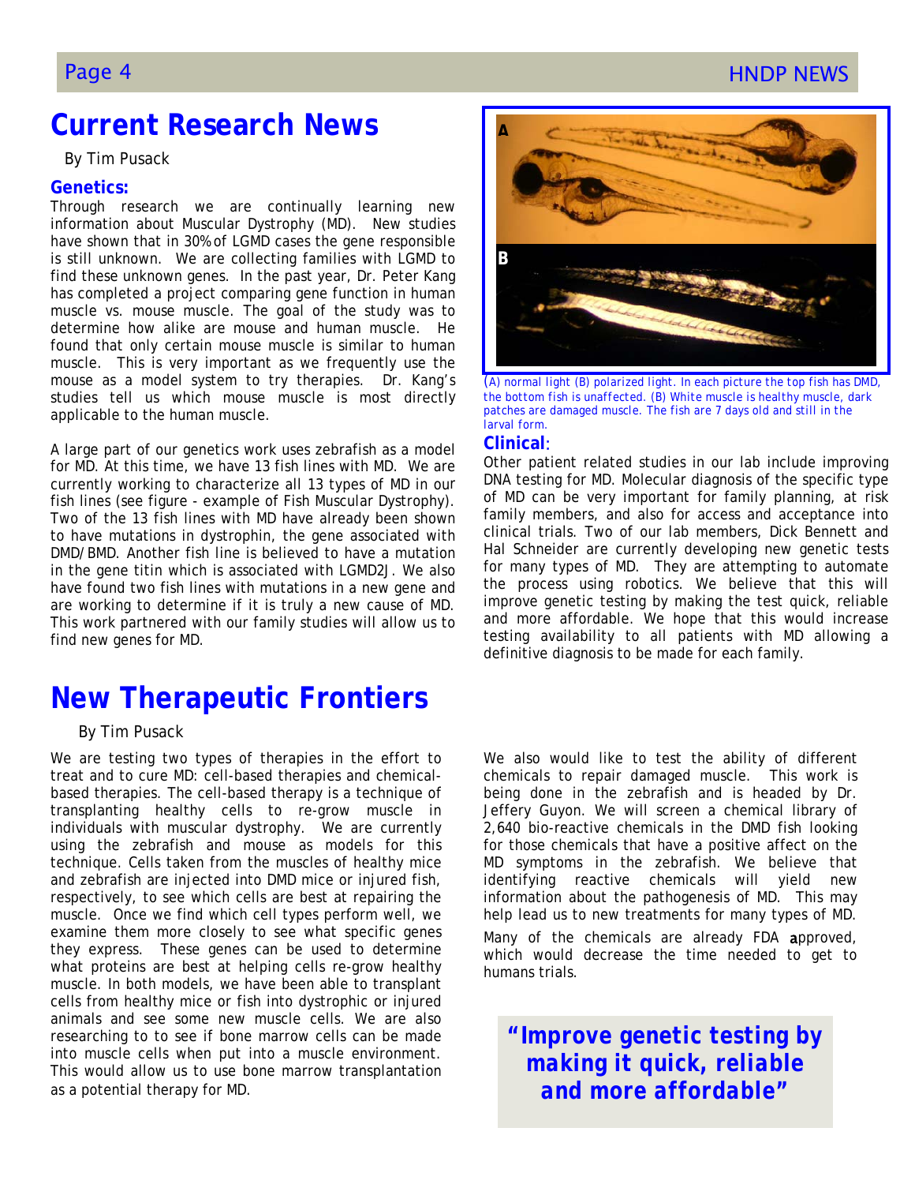# Current Research News

By Tim Pusack

**Genetics:**

Through research we are continually learning new information about Muscular Dystrophy (MD). New studies have shown that in 30% of LGMD cases the gene responsible is still unknown. We are collecting families with LGMD to find these unknown genes. In the past year, Dr. Peter Kang has completed a project comparing gene function in human muscle vs. mouse muscle. The goal of the study was to determine how alike are mouse and human muscle. He found that only certain mouse muscle is similar to human muscle. This is very important as we frequently use the mouse as a model system to try therapies. Dr. Kang's studies tell us which mouse muscle is most directly applicable to the human muscle.

A large part of our genetics work uses zebrafish as a model for MD. At this time, we have 13 fish lines with MD. We are currently working to characterize all 13 types of MD in our fish lines (see figure - example of Fish Muscular Dystrophy). Two of the 13 fish lines with MD have already been shown to have mutations in dystrophin, the gene associated with DMD/BMD. Another fish line is believed to have a mutation in the gene titin which is associated with LGMD2J. We also have found two fish lines with mutations in a new gene and are working to determine if it is truly a new cause of MD. This work partnered with our family studies will allow us to find new genes for MD.

(A) normal light (B) polarized light. In each picture the top fish has DMD, the bottom fish is unaffected. (B) White muscle is healthy muscle, dark patches are damaged muscle. The fish are 7 days old and still in the larval form.

**Clinical:**

Other patient related studies in our lab include improving DNA testing for MD. Molecular diagnosis of the specific type of MD can be very important for family planning, at risk family members, and also for access and acceptance into clinical trials. Two of our lab members, Dick Bennett and Hal Schneider are currently developing new genetic tests for many types of MD. They are attempting to automate the process using robotics. We believe that this will improve genetic testing by making the test quick, reliable and more affordable. We hope that this would increase testing availability to all patients with MD allowing a definitive diagnosis to be made for each family.

# New Therapeutic Frontiers

By Tim Pusack

We are testing two types of therapies in the effort to treat and to cure MD: cell-based therapies and chemical-based therapies. The cell-based therapy is a technique of transplanting healthy cells to re-grow muscle in individuals with muscular dystrophy. We are currently using the zebrafish and mouse as models for this technique. Cells taken from the muscles of healthy mice and zebrafish are injected into DMD mice or injured fish, respectively, to see which cells are best at repairing the muscle. Once we find which cell types perform well, we examine them more closely to see what specific genes they express. These genes can be used to determine what proteins are best at helping cells re-grow healthy muscle. In both models, we have been able to transplant cells from healthy mice or fish into dystrophic or injured animals and see some new muscle cells. We are also researching to to see if bone marrow cells can be made into muscle cells when put into a muscle environment. This would allow us to use bone marrow transplantation as a potential therapy for MD.

We also would like to test the ability of different chemicals to repair damaged muscle. This work is being done in the zebrafish and is headed by Dr. Jeffery Guyon. We will screen a chemical library of 2,640 bio-reactive chemicals in the DMD fish looking for those chemicals that have a positive affect on the MD symptoms in the zebrafish. We believe that identifying reactive chemicals will yield new information about the pathogenesis of MD. This may help lead us to new treatments for many types of MD.

Many of the chemicals are already FDA approved, which would decrease the time needed to get to humans trials.

***"Improve genetic testing by making it quick, reliable and more affordable"***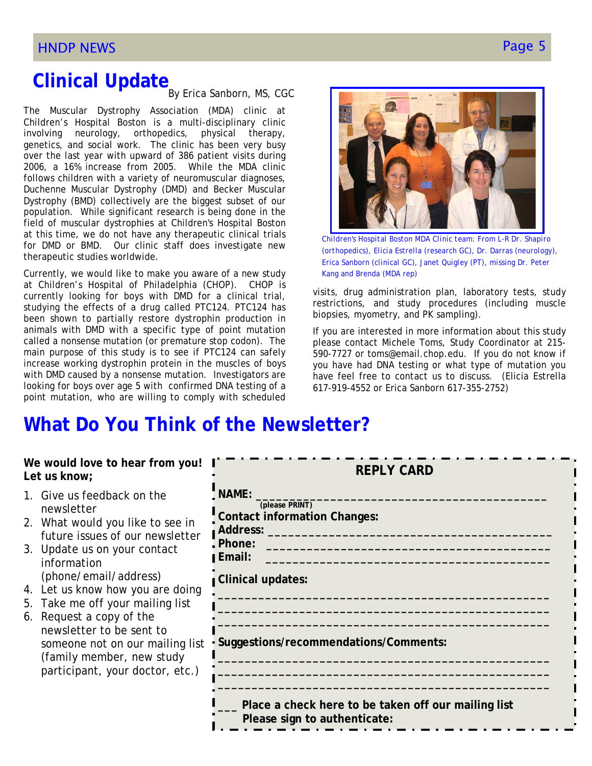# Clinical Update

By Erica Sanborn, MS, CGC

The Muscular Dystrophy Association (MDA) clinic at Children's Hospital Boston is a multi-disciplinary clinic involving neurology, orthopedics, physical therapy, genetics, and social work. The clinic has been very busy over the last year with upward of 386 patient visits during 2006, a 16% increase from 2005. While the MDA clinic follows children with a variety of neuromuscular diagnoses, Duchenne Muscular Dystrophy (DMD) and Becker Muscular Dystrophy (BMD) collectively are the biggest subset of our population. While significant research is being done in the field of muscular dystrophies at Children's Hospital Boston at this time, we do not have any therapeutic clinical trials for DMD or BMD. Our clinic staff does investigate new therapeutic studies worldwide.

Currently, we would like to make you aware of a new study at Children's Hospital of Philadelphia (CHOP). CHOP is currently looking for boys with DMD for a clinical trial, studying the effects of a drug called PTC124. PTC124 has been shown to partially restore dystrophin production in animals with DMD with a specific type of point mutation called a nonsense mutation (or premature stop codon). The main purpose of this study is to see if PTC124 can safely increase working dystrophin protein in the muscles of boys with DMD caused by a nonsense mutation. Investigators are looking for boys over age 5 with confirmed DNA testing of a point mutation, who are willing to comply with scheduled visits, drug administration plan, laboratory tests, study restrictions, and study procedures (including muscle biopsies, myometry, and PK sampling).

Children's Hospital Boston MDA Clinic team: From L-R Dr. Shapiro (orthopedics), Elicia Estrella (research GC), Dr. Darras (neurology), Erica Sanborn (clinical GC), Janet Quigley (PT), missing Dr. Peter Kang and Brenda (MDA rep)

If you are interested in more information about this study please contact Michele Toms, Study Coordinator at 215-590-7727 or toms@email.chop.edu. If you do not know if you have had DNA testing or what type of mutation you have feel free to contact us to discuss. (Elicia Estrella 617-919-4552 or Erica Sanborn 617-355-2752)

# What Do You Think of the Newsletter?

**We would love to hear from you! Let us know;**

1. Give us feedback on the newsletter
2. What would you like to see in future issues of our newsletter
3. Update us on your contact information (phone/email/address)
4. Let us know how you are doing
5. Take me off your mailing list
6. Request a copy of the newsletter to be sent to someone not on our mailing list (family member, new study participant, your doctor, etc.)

**REPLY CARD**

**NAME:** ____________________________________________
(please PRINT)

**Contact information Changes:**

**Address:** ____________________________________________

**Phone:** ____________________________________________

**Email:** ____________________________________________

**Clinical updates:**

________________________________________________

________________________________________________

________________________________________________

**Suggestions/recommendations/Comments:**

________________________________________________

________________________________________________

________________________________________________

___ **Place a check here to be taken off our mailing list**
**Please sign to authenticate:**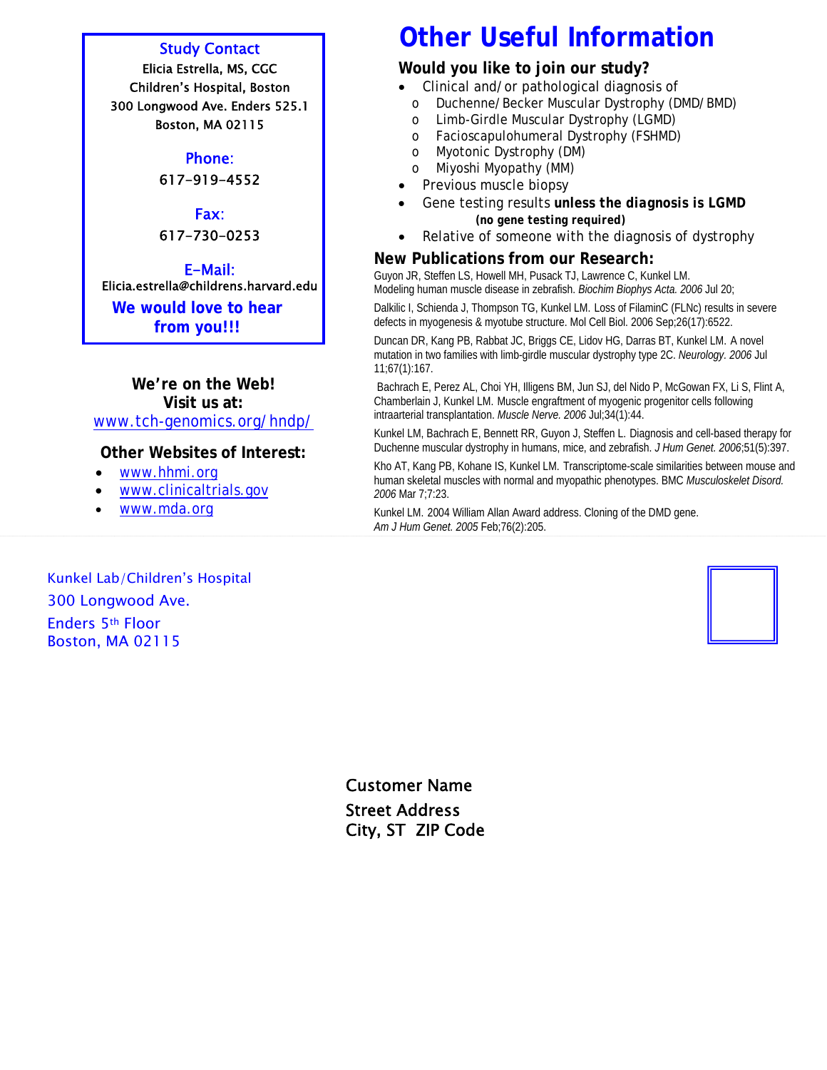**Study Contact**

Elicia Estrella, MS, CGC
Children's Hospital, Boston
300 Longwood Ave. Enders 525.1
Boston, MA 02115

**Phone:**
617-919-4552

**Fax:**
617-730-0253

**E-Mail:**
Elicia.estrella@childrens.harvard.edu

**We would love to hear from you!!!**

**We're on the Web!**
**Visit us at:**
www.tch-genomics.org/hndp/

**Other Websites of Interest:**

- www.hhmi.org
- www.clinicaltrials.gov
- www.mda.org

# Other Useful Information

## Would you like to join our study?

- Clinical and/or pathological diagnosis of
  - Duchenne/Becker Muscular Dystrophy (DMD/BMD)
  - Limb-Girdle Muscular Dystrophy (LGMD)
  - Facioscapulohumeral Dystrophy (FSHMD)
  - Myotonic Dystrophy (DM)
  - Miyoshi Myopathy (MM)
- Previous muscle biopsy
- Gene testing results **unless the diagnosis is LGMD** **(no gene testing required)**
- Relative of someone with the diagnosis of dystrophy

## New Publications from our Research:

Guyon JR, Steffen LS, Howell MH, Pusack TJ, Lawrence C, Kunkel LM. Modeling human muscle disease in zebrafish. *Biochim Biophys Acta. 2006* Jul 20;

Dalkilic I, Schienda J, Thompson TG, Kunkel LM. Loss of FilaminC (FLNc) results in severe defects in myogenesis & myotube structure. Mol Cell Biol. 2006 Sep;26(17):6522.

Duncan DR, Kang PB, Rabbat JC, Briggs CE, Lidov HG, Darras BT, Kunkel LM. A novel mutation in two families with limb-girdle muscular dystrophy type 2C. *Neurology. 2006* Jul 11;67(1):167.

Bachrach E, Perez AL, Choi YH, Illigens BM, Jun SJ, del Nido P, McGowan FX, Li S, Flint A, Chamberlain J, Kunkel LM. Muscle engraftment of myogenic progenitor cells following intraarterial transplantation. *Muscle Nerve. 2006* Jul;34(1):44.

Kunkel LM, Bachrach E, Bennett RR, Guyon J, Steffen L. Diagnosis and cell-based therapy for Duchenne muscular dystrophy in humans, mice, and zebrafish. *J Hum Genet. 2006*;51(5):397.

Kho AT, Kang PB, Kohane IS, Kunkel LM. Transcriptome-scale similarities between mouse and human skeletal muscles with normal and myopathic phenotypes. BMC *Musculoskelet Disord. 2006* Mar 7;7:23.

Kunkel LM. 2004 William Allan Award address. Cloning of the DMD gene. *Am J Hum Genet. 2005* Feb;76(2):205.

Kunkel Lab/Children's Hospital
300 Longwood Ave.
Enders 5th Floor
Boston, MA 02115

Customer Name
Street Address
City, ST ZIP Code